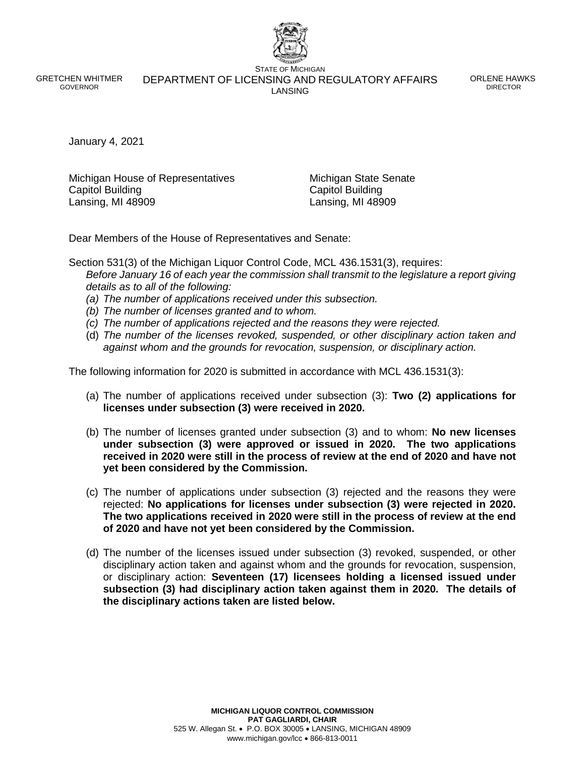STATE OF MICHIGAN

GRETCHEN WHITMER
GOVERNOR

DEPARTMENT OF LICENSING AND REGULATORY AFFAIRS
LANSING

ORLENE HAWKS
DIRECTOR

January 4, 2021

Michigan House of Representatives
Capitol Building
Lansing, MI 48909

Michigan State Senate
Capitol Building
Lansing, MI 48909

Dear Members of the House of Representatives and Senate:

Section 531(3) of the Michigan Liquor Control Code, MCL 436.1531(3), requires:
*Before January 16 of each year the commission shall transmit to the legislature a report giving details as to all of the following:*

*(a) The number of applications received under this subsection.*
*(b) The number of licenses granted and to whom.*
*(c) The number of applications rejected and the reasons they were rejected.*
(d) *The number of the licenses revoked, suspended, or other disciplinary action taken and against whom and the grounds for revocation, suspension, or disciplinary action.*

The following information for 2020 is submitted in accordance with MCL 436.1531(3):

(a) The number of applications received under subsection (3): **Two (2) applications for licenses under subsection (3) were received in 2020.**

(b) The number of licenses granted under subsection (3) and to whom: **No new licenses under subsection (3) were approved or issued in 2020. The two applications received in 2020 were still in the process of review at the end of 2020 and have not yet been considered by the Commission.**

(c) The number of applications under subsection (3) rejected and the reasons they were rejected: **No applications for licenses under subsection (3) were rejected in 2020. The two applications received in 2020 were still in the process of review at the end of 2020 and have not yet been considered by the Commission.**

(d) The number of the licenses issued under subsection (3) revoked, suspended, or other disciplinary action taken and against whom and the grounds for revocation, suspension, or disciplinary action: **Seventeen (17) licensees holding a licensed issued under subsection (3) had disciplinary action taken against them in 2020. The details of the disciplinary actions taken are listed below.**

**MICHIGAN LIQUOR CONTROL COMMISSION**
**PAT GAGLIARDI, CHAIR**
525 W. Allegan St. • P.O. BOX 30005 • LANSING, MICHIGAN 48909
www.michigan.gov/lcc • 866-813-0011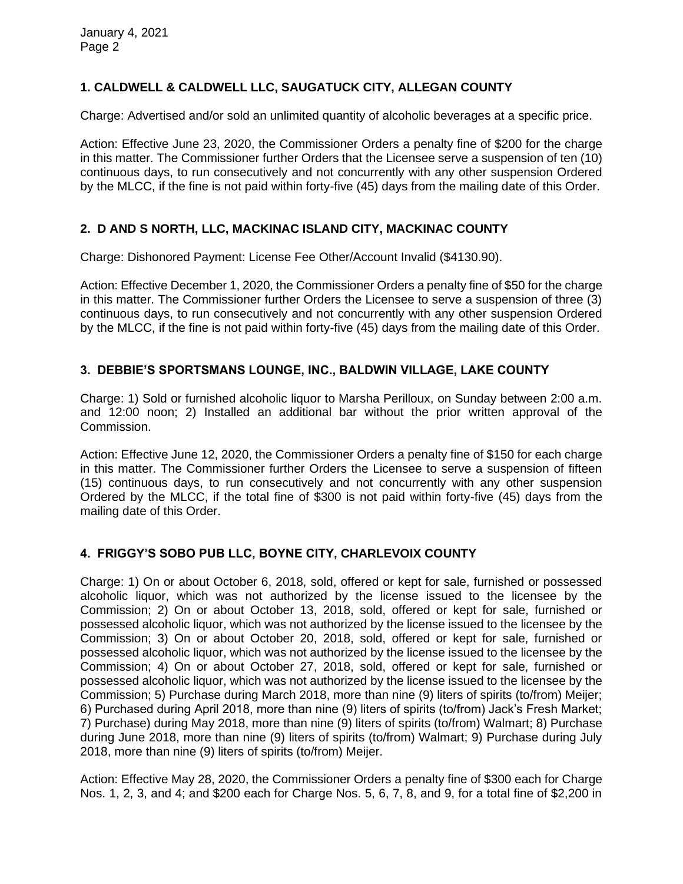### 1. CALDWELL & CALDWELL LLC, SAUGATUCK CITY, ALLEGAN COUNTY

Charge: Advertised and/or sold an unlimited quantity of alcoholic beverages at a specific price.

Action: Effective June 23, 2020, the Commissioner Orders a penalty fine of $200 for the charge in this matter. The Commissioner further Orders that the Licensee serve a suspension of ten (10) continuous days, to run consecutively and not concurrently with any other suspension Ordered by the MLCC, if the fine is not paid within forty-five (45) days from the mailing date of this Order.

### 2. D AND S NORTH, LLC, MACKINAC ISLAND CITY, MACKINAC COUNTY

Charge: Dishonored Payment: License Fee Other/Account Invalid ($4130.90).

Action: Effective December 1, 2020, the Commissioner Orders a penalty fine of $50 for the charge in this matter. The Commissioner further Orders the Licensee to serve a suspension of three (3) continuous days, to run consecutively and not concurrently with any other suspension Ordered by the MLCC, if the fine is not paid within forty-five (45) days from the mailing date of this Order.

### 3. DEBBIE'S SPORTSMANS LOUNGE, INC., BALDWIN VILLAGE, LAKE COUNTY

Charge: 1) Sold or furnished alcoholic liquor to Marsha Perilloux, on Sunday between 2:00 a.m. and 12:00 noon; 2) Installed an additional bar without the prior written approval of the Commission.

Action: Effective June 12, 2020, the Commissioner Orders a penalty fine of $150 for each charge in this matter. The Commissioner further Orders the Licensee to serve a suspension of fifteen (15) continuous days, to run consecutively and not concurrently with any other suspension Ordered by the MLCC, if the total fine of $300 is not paid within forty-five (45) days from the mailing date of this Order.

### 4. FRIGGY'S SOBO PUB LLC, BOYNE CITY, CHARLEVOIX COUNTY

Charge: 1) On or about October 6, 2018, sold, offered or kept for sale, furnished or possessed alcoholic liquor, which was not authorized by the license issued to the licensee by the Commission; 2) On or about October 13, 2018, sold, offered or kept for sale, furnished or possessed alcoholic liquor, which was not authorized by the license issued to the licensee by the Commission; 3) On or about October 20, 2018, sold, offered or kept for sale, furnished or possessed alcoholic liquor, which was not authorized by the license issued to the licensee by the Commission; 4) On or about October 27, 2018, sold, offered or kept for sale, furnished or possessed alcoholic liquor, which was not authorized by the license issued to the licensee by the Commission; 5) Purchase during March 2018, more than nine (9) liters of spirits (to/from) Meijer; 6) Purchased during April 2018, more than nine (9) liters of spirits (to/from) Jack's Fresh Market; 7) Purchase) during May 2018, more than nine (9) liters of spirits (to/from) Walmart; 8) Purchase during June 2018, more than nine (9) liters of spirits (to/from) Walmart; 9) Purchase during July 2018, more than nine (9) liters of spirits (to/from) Meijer.

Action: Effective May 28, 2020, the Commissioner Orders a penalty fine of $300 each for Charge Nos. 1, 2, 3, and 4; and $200 each for Charge Nos. 5, 6, 7, 8, and 9, for a total fine of $2,200 in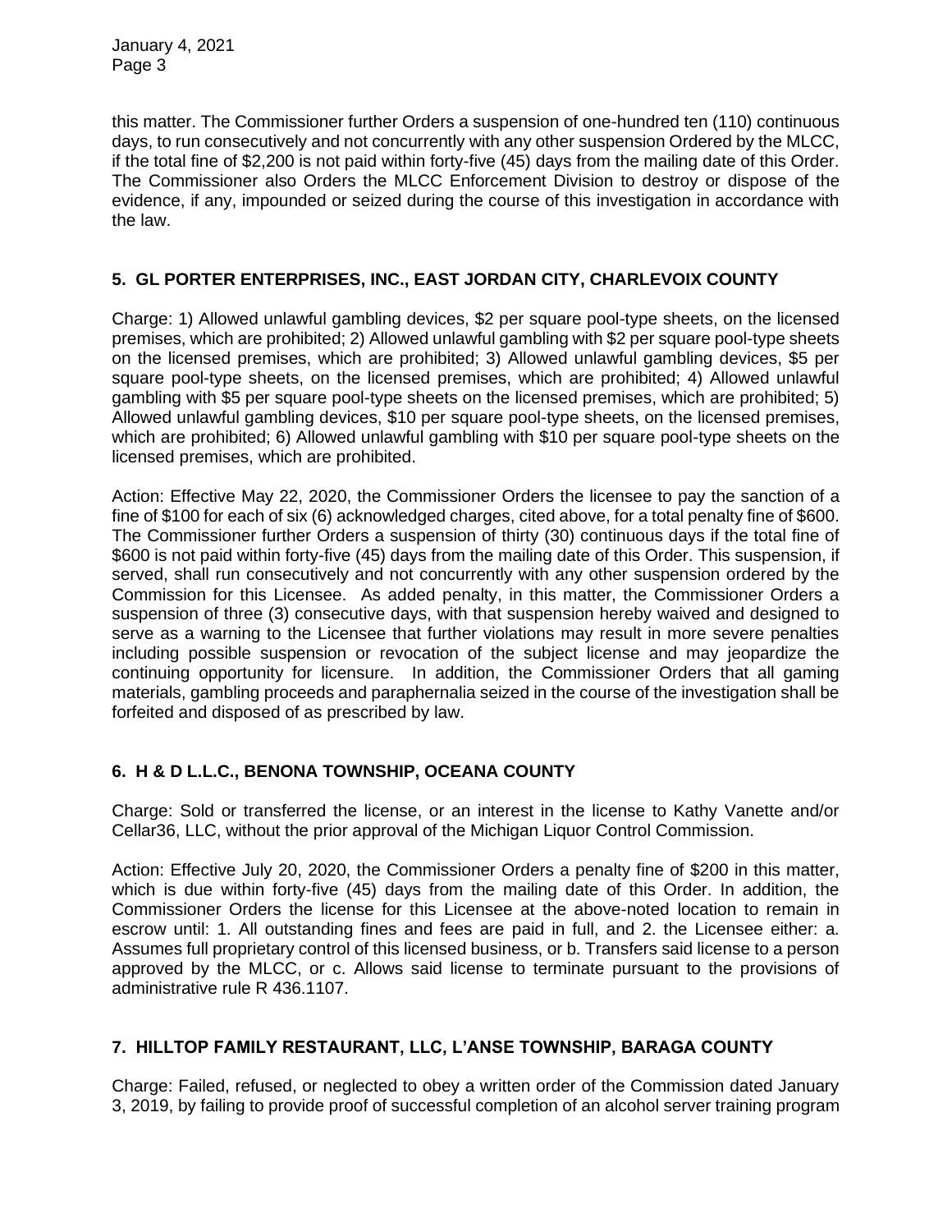this matter. The Commissioner further Orders a suspension of one-hundred ten (110) continuous days, to run consecutively and not concurrently with any other suspension Ordered by the MLCC, if the total fine of $2,200 is not paid within forty-five (45) days from the mailing date of this Order. The Commissioner also Orders the MLCC Enforcement Division to destroy or dispose of the evidence, if any, impounded or seized during the course of this investigation in accordance with the law.

### 5. GL PORTER ENTERPRISES, INC., EAST JORDAN CITY, CHARLEVOIX COUNTY

Charge: 1) Allowed unlawful gambling devices, $2 per square pool-type sheets, on the licensed premises, which are prohibited; 2) Allowed unlawful gambling with $2 per square pool-type sheets on the licensed premises, which are prohibited; 3) Allowed unlawful gambling devices, $5 per square pool-type sheets, on the licensed premises, which are prohibited; 4) Allowed unlawful gambling with $5 per square pool-type sheets on the licensed premises, which are prohibited; 5) Allowed unlawful gambling devices, $10 per square pool-type sheets, on the licensed premises, which are prohibited; 6) Allowed unlawful gambling with $10 per square pool-type sheets on the licensed premises, which are prohibited.

Action: Effective May 22, 2020, the Commissioner Orders the licensee to pay the sanction of a fine of $100 for each of six (6) acknowledged charges, cited above, for a total penalty fine of $600. The Commissioner further Orders a suspension of thirty (30) continuous days if the total fine of $600 is not paid within forty-five (45) days from the mailing date of this Order. This suspension, if served, shall run consecutively and not concurrently with any other suspension ordered by the Commission for this Licensee. As added penalty, in this matter, the Commissioner Orders a suspension of three (3) consecutive days, with that suspension hereby waived and designed to serve as a warning to the Licensee that further violations may result in more severe penalties including possible suspension or revocation of the subject license and may jeopardize the continuing opportunity for licensure. In addition, the Commissioner Orders that all gaming materials, gambling proceeds and paraphernalia seized in the course of the investigation shall be forfeited and disposed of as prescribed by law.

### 6. H & D L.L.C., BENONA TOWNSHIP, OCEANA COUNTY

Charge: Sold or transferred the license, or an interest in the license to Kathy Vanette and/or Cellar36, LLC, without the prior approval of the Michigan Liquor Control Commission.

Action: Effective July 20, 2020, the Commissioner Orders a penalty fine of $200 in this matter, which is due within forty-five (45) days from the mailing date of this Order. In addition, the Commissioner Orders the license for this Licensee at the above-noted location to remain in escrow until: 1. All outstanding fines and fees are paid in full, and 2. the Licensee either: a. Assumes full proprietary control of this licensed business, or b. Transfers said license to a person approved by the MLCC, or c. Allows said license to terminate pursuant to the provisions of administrative rule R 436.1107.

### 7. HILLTOP FAMILY RESTAURANT, LLC, L'ANSE TOWNSHIP, BARAGA COUNTY

Charge: Failed, refused, or neglected to obey a written order of the Commission dated January 3, 2019, by failing to provide proof of successful completion of an alcohol server training program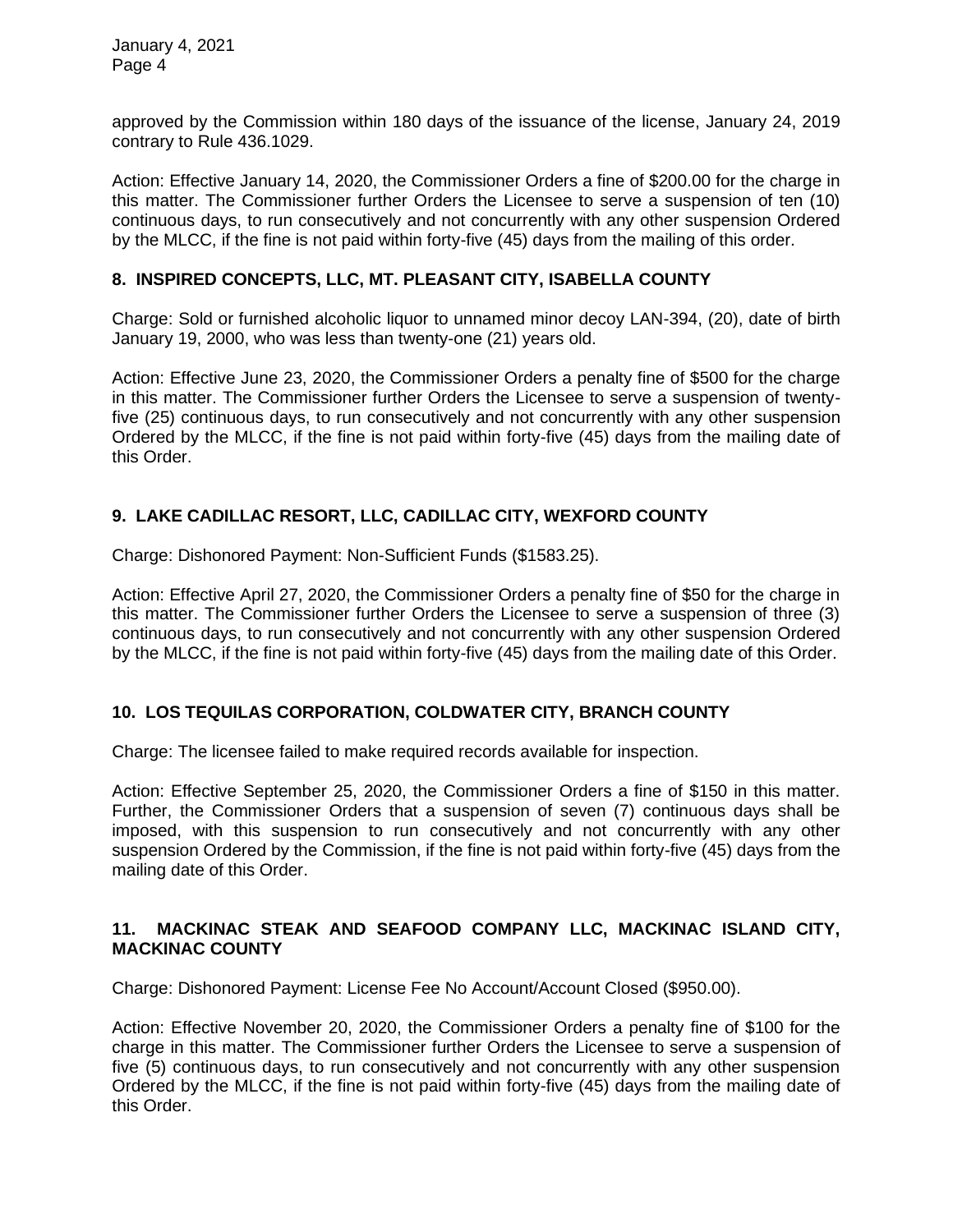approved by the Commission within 180 days of the issuance of the license, January 24, 2019 contrary to Rule 436.1029.

Action: Effective January 14, 2020, the Commissioner Orders a fine of $200.00 for the charge in this matter. The Commissioner further Orders the Licensee to serve a suspension of ten (10) continuous days, to run consecutively and not concurrently with any other suspension Ordered by the MLCC, if the fine is not paid within forty-five (45) days from the mailing of this order.

**8. INSPIRED CONCEPTS, LLC, MT. PLEASANT CITY, ISABELLA COUNTY**

Charge: Sold or furnished alcoholic liquor to unnamed minor decoy LAN-394, (20), date of birth January 19, 2000, who was less than twenty-one (21) years old.

Action: Effective June 23, 2020, the Commissioner Orders a penalty fine of $500 for the charge in this matter. The Commissioner further Orders the Licensee to serve a suspension of twenty-five (25) continuous days, to run consecutively and not concurrently with any other suspension Ordered by the MLCC, if the fine is not paid within forty-five (45) days from the mailing date of this Order.

**9. LAKE CADILLAC RESORT, LLC, CADILLAC CITY, WEXFORD COUNTY**

Charge: Dishonored Payment: Non-Sufficient Funds ($1583.25).

Action: Effective April 27, 2020, the Commissioner Orders a penalty fine of $50 for the charge in this matter. The Commissioner further Orders the Licensee to serve a suspension of three (3) continuous days, to run consecutively and not concurrently with any other suspension Ordered by the MLCC, if the fine is not paid within forty-five (45) days from the mailing date of this Order.

**10. LOS TEQUILAS CORPORATION, COLDWATER CITY, BRANCH COUNTY**

Charge: The licensee failed to make required records available for inspection.

Action: Effective September 25, 2020, the Commissioner Orders a fine of $150 in this matter. Further, the Commissioner Orders that a suspension of seven (7) continuous days shall be imposed, with this suspension to run consecutively and not concurrently with any other suspension Ordered by the Commission, if the fine is not paid within forty-five (45) days from the mailing date of this Order.

**11. MACKINAC STEAK AND SEAFOOD COMPANY LLC, MACKINAC ISLAND CITY, MACKINAC COUNTY**

Charge: Dishonored Payment: License Fee No Account/Account Closed ($950.00).

Action: Effective November 20, 2020, the Commissioner Orders a penalty fine of $100 for the charge in this matter. The Commissioner further Orders the Licensee to serve a suspension of five (5) continuous days, to run consecutively and not concurrently with any other suspension Ordered by the MLCC, if the fine is not paid within forty-five (45) days from the mailing date of this Order.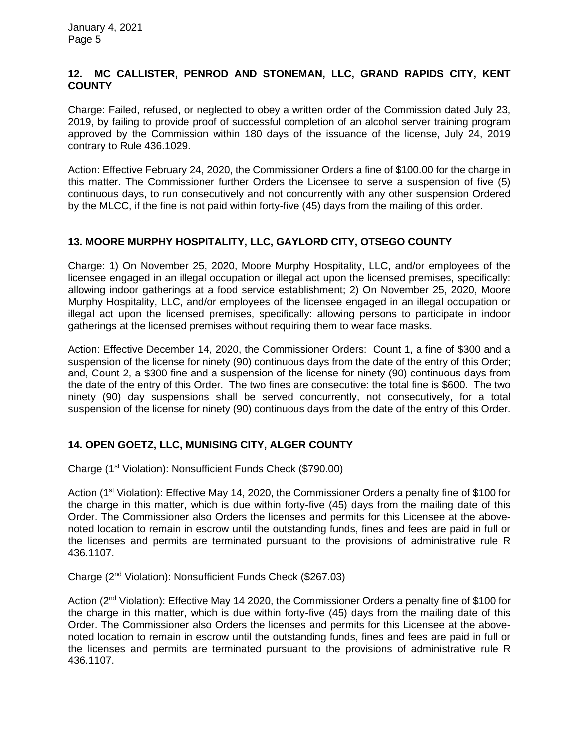**12. MC CALLISTER, PENROD AND STONEMAN, LLC, GRAND RAPIDS CITY, KENT COUNTY**

Charge: Failed, refused, or neglected to obey a written order of the Commission dated July 23, 2019, by failing to provide proof of successful completion of an alcohol server training program approved by the Commission within 180 days of the issuance of the license, July 24, 2019 contrary to Rule 436.1029.

Action: Effective February 24, 2020, the Commissioner Orders a fine of $100.00 for the charge in this matter. The Commissioner further Orders the Licensee to serve a suspension of five (5) continuous days, to run consecutively and not concurrently with any other suspension Ordered by the MLCC, if the fine is not paid within forty-five (45) days from the mailing of this order.

**13. MOORE MURPHY HOSPITALITY, LLC, GAYLORD CITY, OTSEGO COUNTY**

Charge: 1) On November 25, 2020, Moore Murphy Hospitality, LLC, and/or employees of the licensee engaged in an illegal occupation or illegal act upon the licensed premises, specifically: allowing indoor gatherings at a food service establishment; 2) On November 25, 2020, Moore Murphy Hospitality, LLC, and/or employees of the licensee engaged in an illegal occupation or illegal act upon the licensed premises, specifically: allowing persons to participate in indoor gatherings at the licensed premises without requiring them to wear face masks.

Action: Effective December 14, 2020, the Commissioner Orders: Count 1, a fine of $300 and a suspension of the license for ninety (90) continuous days from the date of the entry of this Order; and, Count 2, a $300 fine and a suspension of the license for ninety (90) continuous days from the date of the entry of this Order. The two fines are consecutive: the total fine is $600. The two ninety (90) day suspensions shall be served concurrently, not consecutively, for a total suspension of the license for ninety (90) continuous days from the date of the entry of this Order.

**14. OPEN GOETZ, LLC, MUNISING CITY, ALGER COUNTY**

Charge (1st Violation): Nonsufficient Funds Check ($790.00)

Action (1st Violation): Effective May 14, 2020, the Commissioner Orders a penalty fine of $100 for the charge in this matter, which is due within forty-five (45) days from the mailing date of this Order. The Commissioner also Orders the licenses and permits for this Licensee at the above-noted location to remain in escrow until the outstanding funds, fines and fees are paid in full or the licenses and permits are terminated pursuant to the provisions of administrative rule R 436.1107.

Charge (2nd Violation): Nonsufficient Funds Check ($267.03)

Action (2nd Violation): Effective May 14 2020, the Commissioner Orders a penalty fine of $100 for the charge in this matter, which is due within forty-five (45) days from the mailing date of this Order. The Commissioner also Orders the licenses and permits for this Licensee at the above-noted location to remain in escrow until the outstanding funds, fines and fees are paid in full or the licenses and permits are terminated pursuant to the provisions of administrative rule R 436.1107.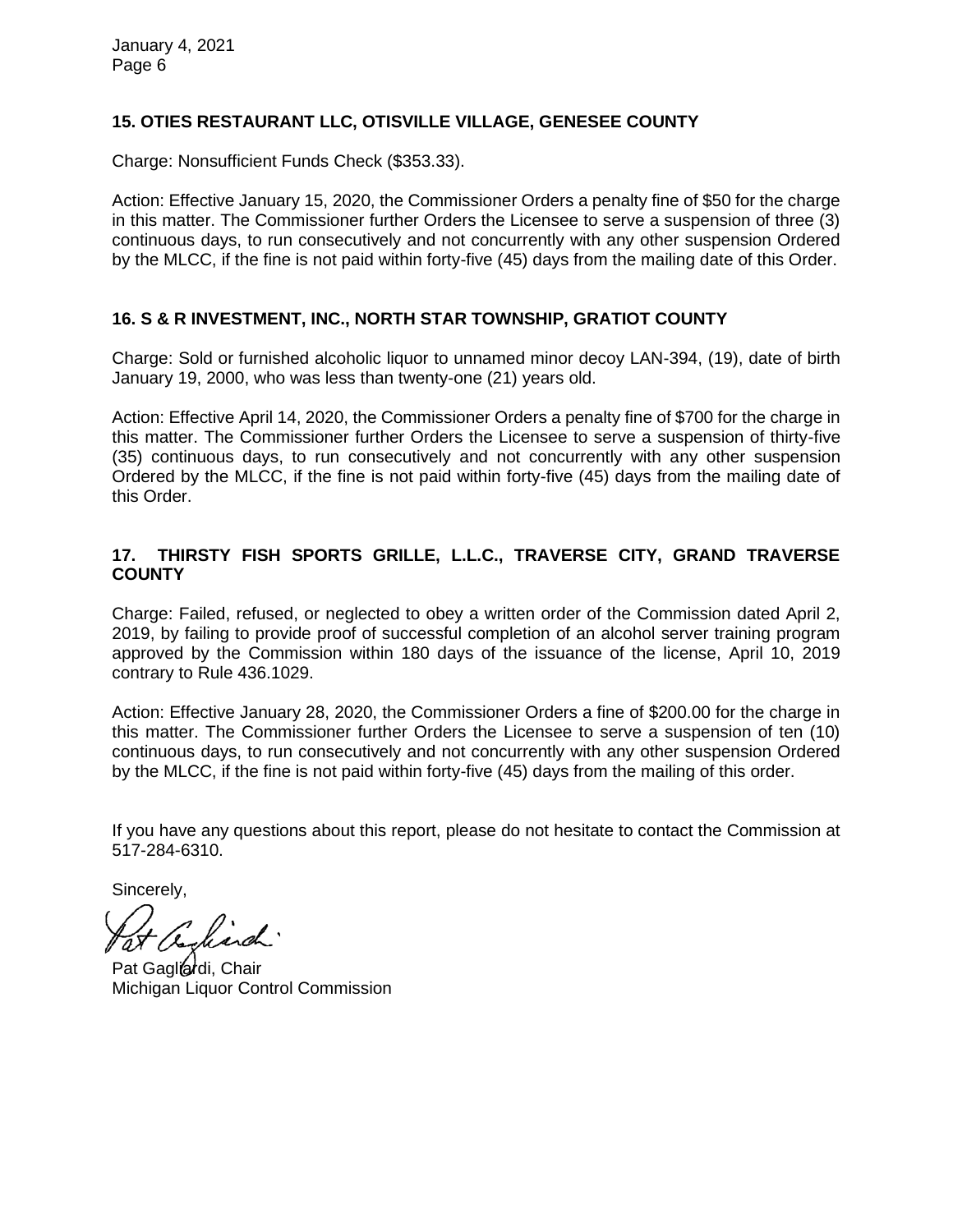### 15. OTIES RESTAURANT LLC, OTISVILLE VILLAGE, GENESEE COUNTY

Charge: Nonsufficient Funds Check ($353.33).

Action: Effective January 15, 2020, the Commissioner Orders a penalty fine of $50 for the charge in this matter. The Commissioner further Orders the Licensee to serve a suspension of three (3) continuous days, to run consecutively and not concurrently with any other suspension Ordered by the MLCC, if the fine is not paid within forty-five (45) days from the mailing date of this Order.

### 16. S & R INVESTMENT, INC., NORTH STAR TOWNSHIP, GRATIOT COUNTY

Charge: Sold or furnished alcoholic liquor to unnamed minor decoy LAN-394, (19), date of birth January 19, 2000, who was less than twenty-one (21) years old.

Action: Effective April 14, 2020, the Commissioner Orders a penalty fine of $700 for the charge in this matter. The Commissioner further Orders the Licensee to serve a suspension of thirty-five (35) continuous days, to run consecutively and not concurrently with any other suspension Ordered by the MLCC, if the fine is not paid within forty-five (45) days from the mailing date of this Order.

### 17. THIRSTY FISH SPORTS GRILLE, L.L.C., TRAVERSE CITY, GRAND TRAVERSE COUNTY

Charge: Failed, refused, or neglected to obey a written order of the Commission dated April 2, 2019, by failing to provide proof of successful completion of an alcohol server training program approved by the Commission within 180 days of the issuance of the license, April 10, 2019 contrary to Rule 436.1029.

Action: Effective January 28, 2020, the Commissioner Orders a fine of $200.00 for the charge in this matter. The Commissioner further Orders the Licensee to serve a suspension of ten (10) continuous days, to run consecutively and not concurrently with any other suspension Ordered by the MLCC, if the fine is not paid within forty-five (45) days from the mailing of this order.

If you have any questions about this report, please do not hesitate to contact the Commission at 517-284-6310.

Sincerely,

Pat Gagliardi, Chair
Michigan Liquor Control Commission